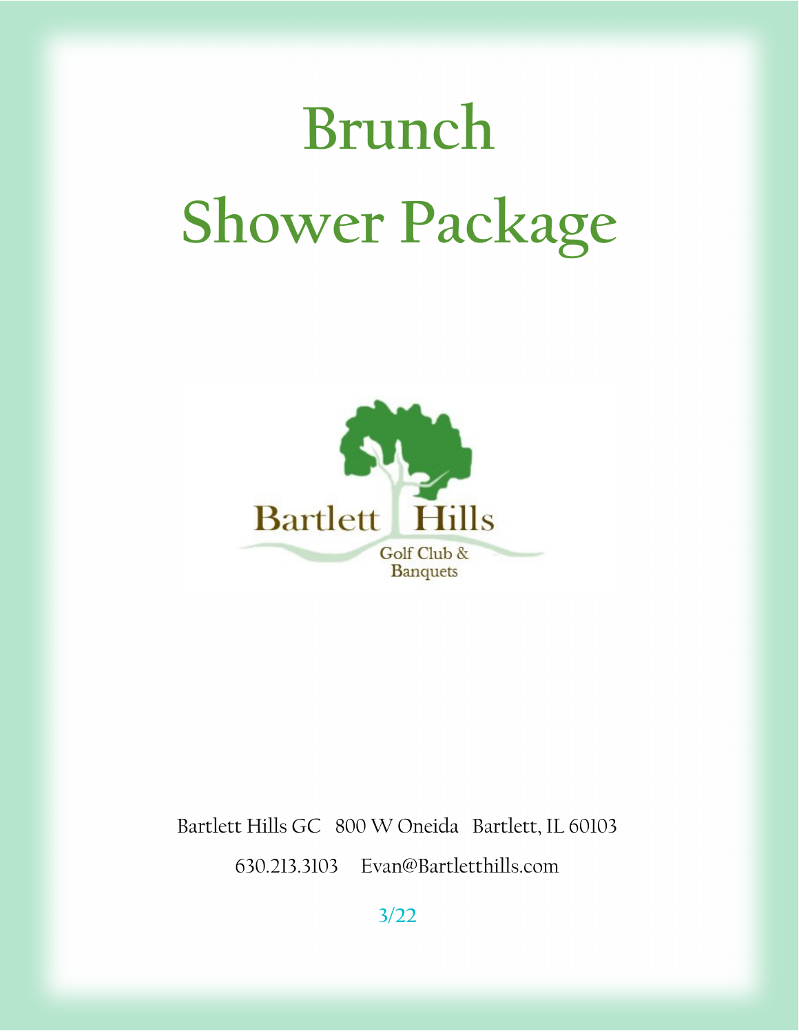# Brunch Shower Package

Bartlett Hills

Golf Club & Banquets

Bartlett Hills GC 800 W Oneida Bartlett, IL 60103

630.213.3103 Evan@Bartletthills.com

3/22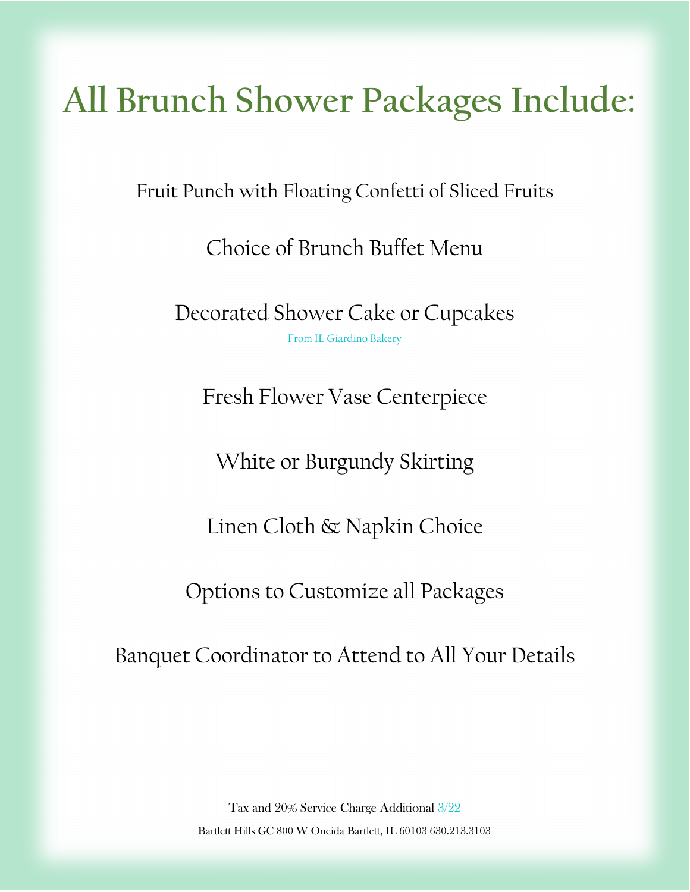# All Brunch Shower Packages Include:

Fruit Punch with Floating Confetti of Sliced Fruits

Choice of Brunch Buffet Menu

Decorated Shower Cake or Cupcakes

From IL Giardino Bakery

Fresh Flower Vase Centerpiece

White or Burgundy Skirting

Linen Cloth & Napkin Choice

Options to Customize all Packages

Banquet Coordinator to Attend to All Your Details

Tax and 20% Service Charge Additional 3/22

Bartlett Hills GC 800 W Oneida Bartlett, IL 60103 630.213.3103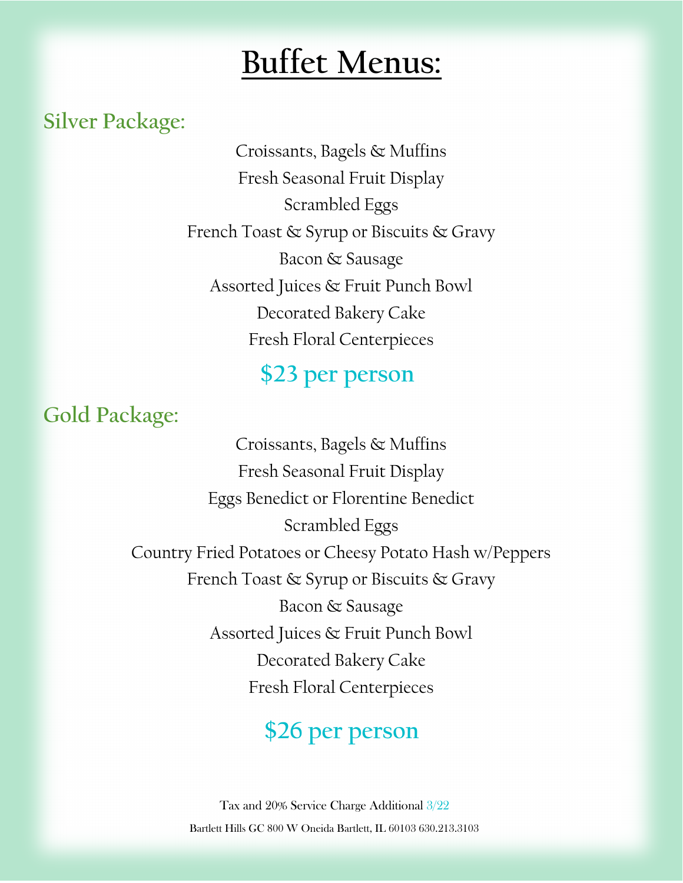# Buffet Menus:

## Silver Package:

Croissants, Bagels & Muffins
Fresh Seasonal Fruit Display
Scrambled Eggs
French Toast & Syrup or Biscuits & Gravy
Bacon & Sausage
Assorted Juices & Fruit Punch Bowl
Decorated Bakery Cake
Fresh Floral Centerpieces

**$23 per person**

## Gold Package:

Croissants, Bagels & Muffins
Fresh Seasonal Fruit Display
Eggs Benedict or Florentine Benedict
Scrambled Eggs
Country Fried Potatoes or Cheesy Potato Hash w/Peppers
French Toast & Syrup or Biscuits & Gravy
Bacon & Sausage
Assorted Juices & Fruit Punch Bowl
Decorated Bakery Cake
Fresh Floral Centerpieces

**$26 per person**

Tax and 20% Service Charge Additional 3/22

Bartlett Hills GC 800 W Oneida Bartlett, IL 60103 630.213.3103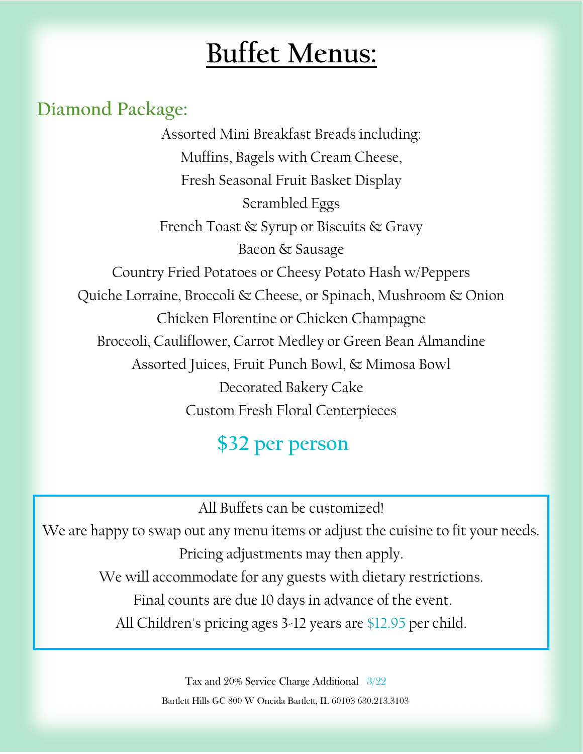# Buffet Menus:

## Diamond Package:

Assorted Mini Breakfast Breads including:

Muffins, Bagels with Cream Cheese,

Fresh Seasonal Fruit Basket Display

Scrambled Eggs

French Toast & Syrup or Biscuits & Gravy

Bacon & Sausage

Country Fried Potatoes or Cheesy Potato Hash w/Peppers

Quiche Lorraine, Broccoli & Cheese, or Spinach, Mushroom & Onion

Chicken Florentine or Chicken Champagne

Broccoli, Cauliflower, Carrot Medley or Green Bean Almandine

Assorted Juices, Fruit Punch Bowl, & Mimosa Bowl

Decorated Bakery Cake

Custom Fresh Floral Centerpieces

**$32 per person**

All Buffets can be customized!

We are happy to swap out any menu items or adjust the cuisine to fit your needs.

Pricing adjustments may then apply.

We will accommodate for any guests with dietary restrictions.

Final counts are due 10 days in advance of the event.

All Children's pricing ages 3-12 years are $12.95 per child.

Tax and 20% Service Charge Additional 3/22

Bartlett Hills GC 800 W Oneida Bartlett, IL 60103 630.213.3103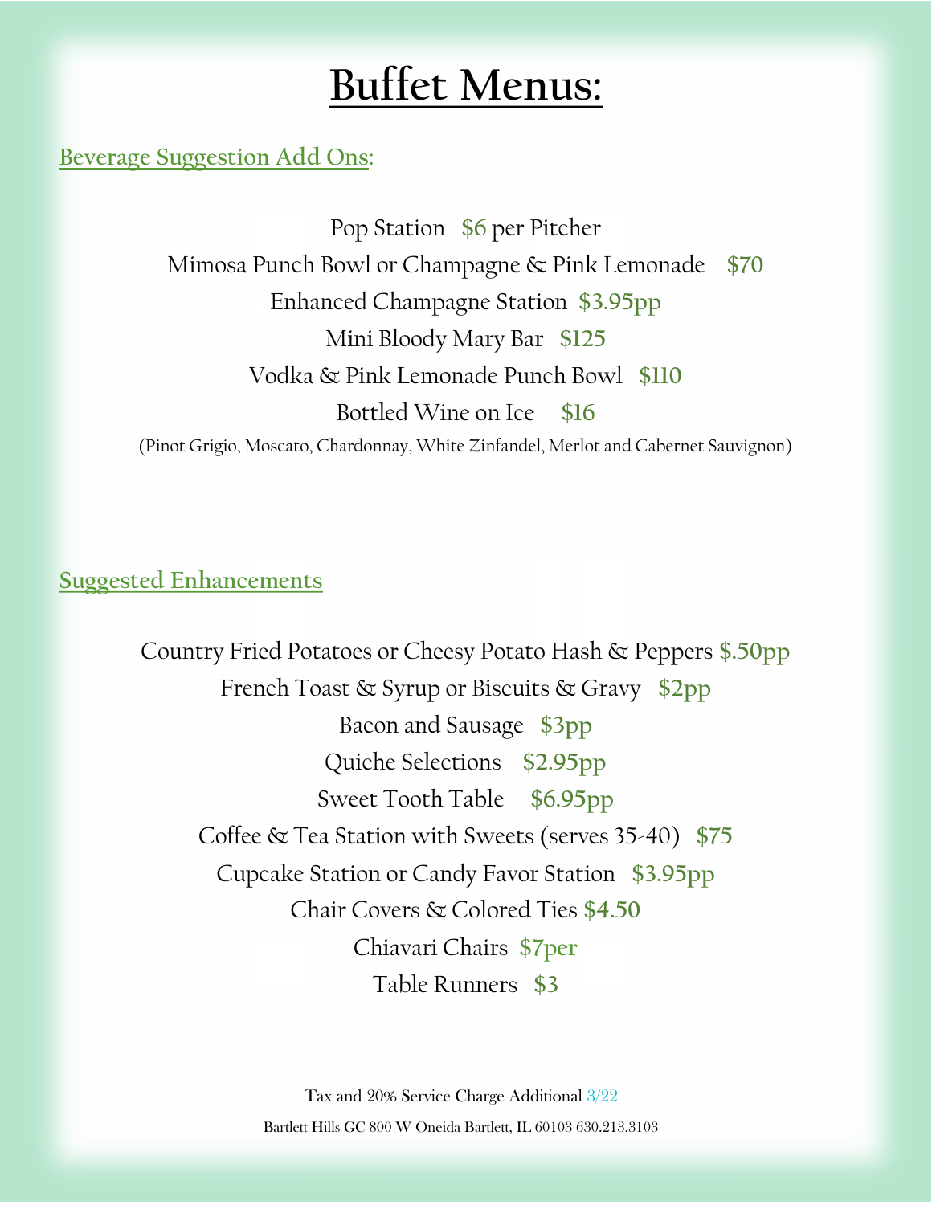# Buffet Menus:

## Beverage Suggestion Add Ons:

Pop Station $6 per Pitcher

Mimosa Punch Bowl or Champagne & Pink Lemonade $70

Enhanced Champagne Station $3.95pp

Mini Bloody Mary Bar $125

Vodka & Pink Lemonade Punch Bowl $110

Bottled Wine on Ice $16

(Pinot Grigio, Moscato, Chardonnay, White Zinfandel, Merlot and Cabernet Sauvignon)

## Suggested Enhancements

Country Fried Potatoes or Cheesy Potato Hash & Peppers $.50pp

French Toast & Syrup or Biscuits & Gravy $2pp

Bacon and Sausage $3pp

Quiche Selections $2.95pp

Sweet Tooth Table $6.95pp

Coffee & Tea Station with Sweets (serves 35-40) $75

Cupcake Station or Candy Favor Station $3.95pp

Chair Covers & Colored Ties $4.50

Chiavari Chairs $7per

Table Runners $3

Tax and 20% Service Charge Additional 3/22

Bartlett Hills GC 800 W Oneida Bartlett, IL 60103 630.213.3103